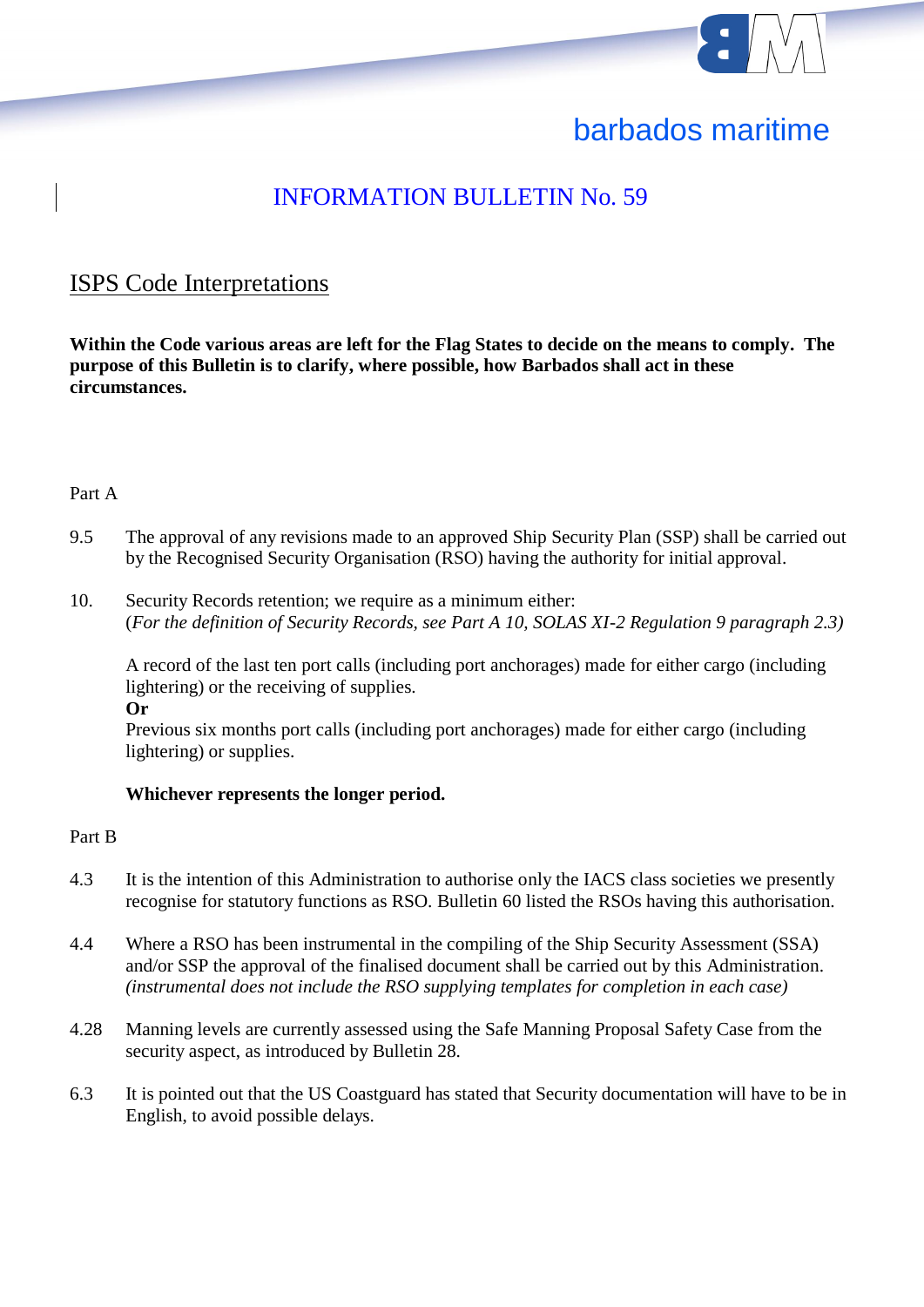barbados maritime

# INFORMATION BULLETIN No. 59

## ISPS Code Interpretations

**Within the Code various areas are left for the Flag States to decide on the means to comply. The purpose of this Bulletin is to clarify, where possible, how Barbados shall act in these circumstances.**

Part A

9.5 The approval of any revisions made to an approved Ship Security Plan (SSP) shall be carried out by the Recognised Security Organisation (RSO) having the authority for initial approval.

10. Security Records retention; we require as a minimum either:
(*For the definition of Security Records, see Part A 10, SOLAS XI-2 Regulation 9 paragraph 2.3)*

A record of the last ten port calls (including port anchorages) made for either cargo (including lightering) or the receiving of supplies.
**Or**
Previous six months port calls (including port anchorages) made for either cargo (including lightering) or supplies.

**Whichever represents the longer period.**

Part B

4.3 It is the intention of this Administration to authorise only the IACS class societies we presently recognise for statutory functions as RSO. Bulletin 60 listed the RSOs having this authorisation.

4.4 Where a RSO has been instrumental in the compiling of the Ship Security Assessment (SSA) and/or SSP the approval of the finalised document shall be carried out by this Administration. *(instrumental does not include the RSO supplying templates for completion in each case)*

4.28 Manning levels are currently assessed using the Safe Manning Proposal Safety Case from the security aspect, as introduced by Bulletin 28.

6.3 It is pointed out that the US Coastguard has stated that Security documentation will have to be in English, to avoid possible delays.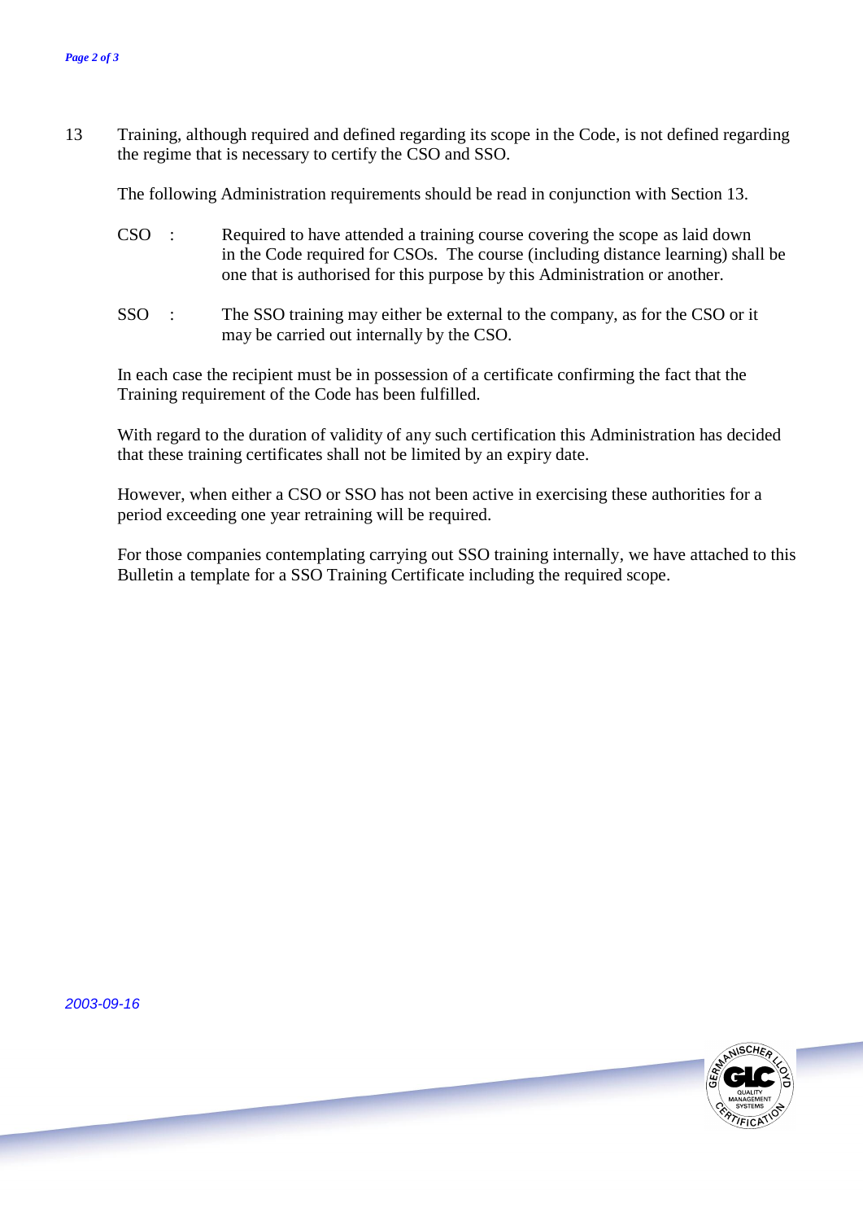13 Training, although required and defined regarding its scope in the Code, is not defined regarding the regime that is necessary to certify the CSO and SSO.

The following Administration requirements should be read in conjunction with Section 13.

CSO : Required to have attended a training course covering the scope as laid down in the Code required for CSOs. The course (including distance learning) shall be one that is authorised for this purpose by this Administration or another.

SSO : The SSO training may either be external to the company, as for the CSO or it may be carried out internally by the CSO.

In each case the recipient must be in possession of a certificate confirming the fact that the Training requirement of the Code has been fulfilled.

With regard to the duration of validity of any such certification this Administration has decided that these training certificates shall not be limited by an expiry date.

However, when either a CSO or SSO has not been active in exercising these authorities for a period exceeding one year retraining will be required.

For those companies contemplating carrying out SSO training internally, we have attached to this Bulletin a template for a SSO Training Certificate including the required scope.

2003-09-16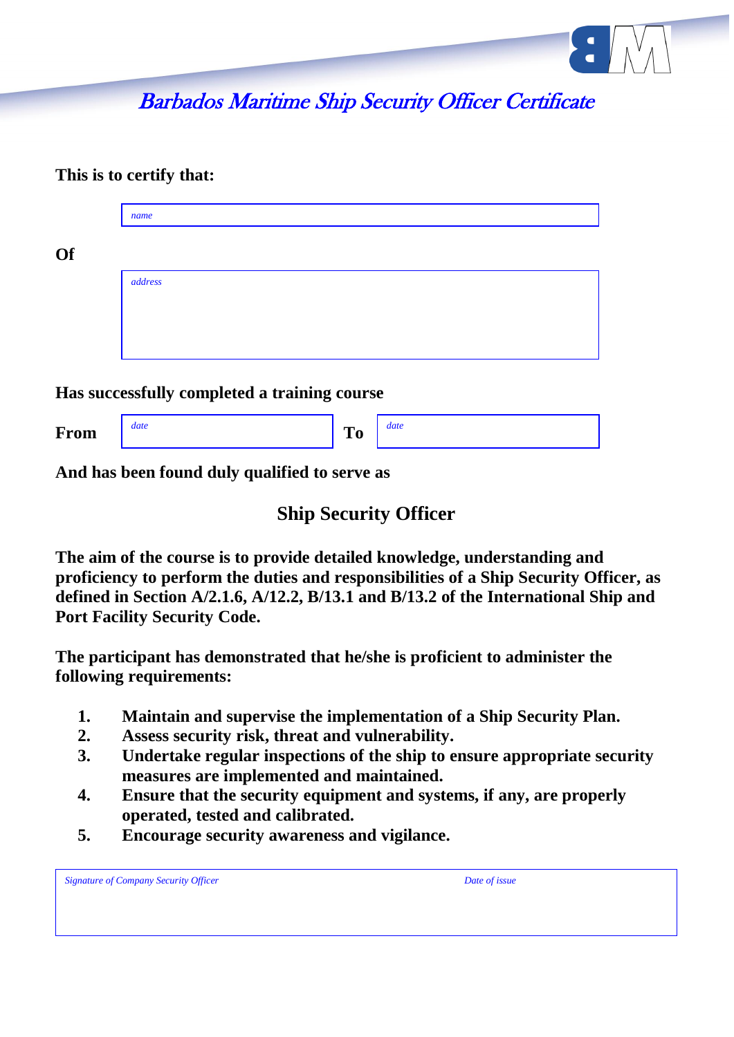# *Barbados Maritime Ship Security Officer Certificate*

**This is to certify that:**

*name*

**Of**

*address*

**Has successfully completed a training course**

**From** *date* **To** *date*

**And has been found duly qualified to serve as**

## Ship Security Officer

**The aim of the course is to provide detailed knowledge, understanding and proficiency to perform the duties and responsibilities of a Ship Security Officer, as defined in Section A/2.1.6, A/12.2, B/13.1 and B/13.2 of the International Ship and Port Facility Security Code.**

**The participant has demonstrated that he/she is proficient to administer the following requirements:**

1. **Maintain and supervise the implementation of a Ship Security Plan.**
2. **Assess security risk, threat and vulnerability.**
3. **Undertake regular inspections of the ship to ensure appropriate security measures are implemented and maintained.**
4. **Ensure that the security equipment and systems, if any, are properly operated, tested and calibrated.**
5. **Encourage security awareness and vigilance.**

*Signature of Company Security Officer* *Date of issue*